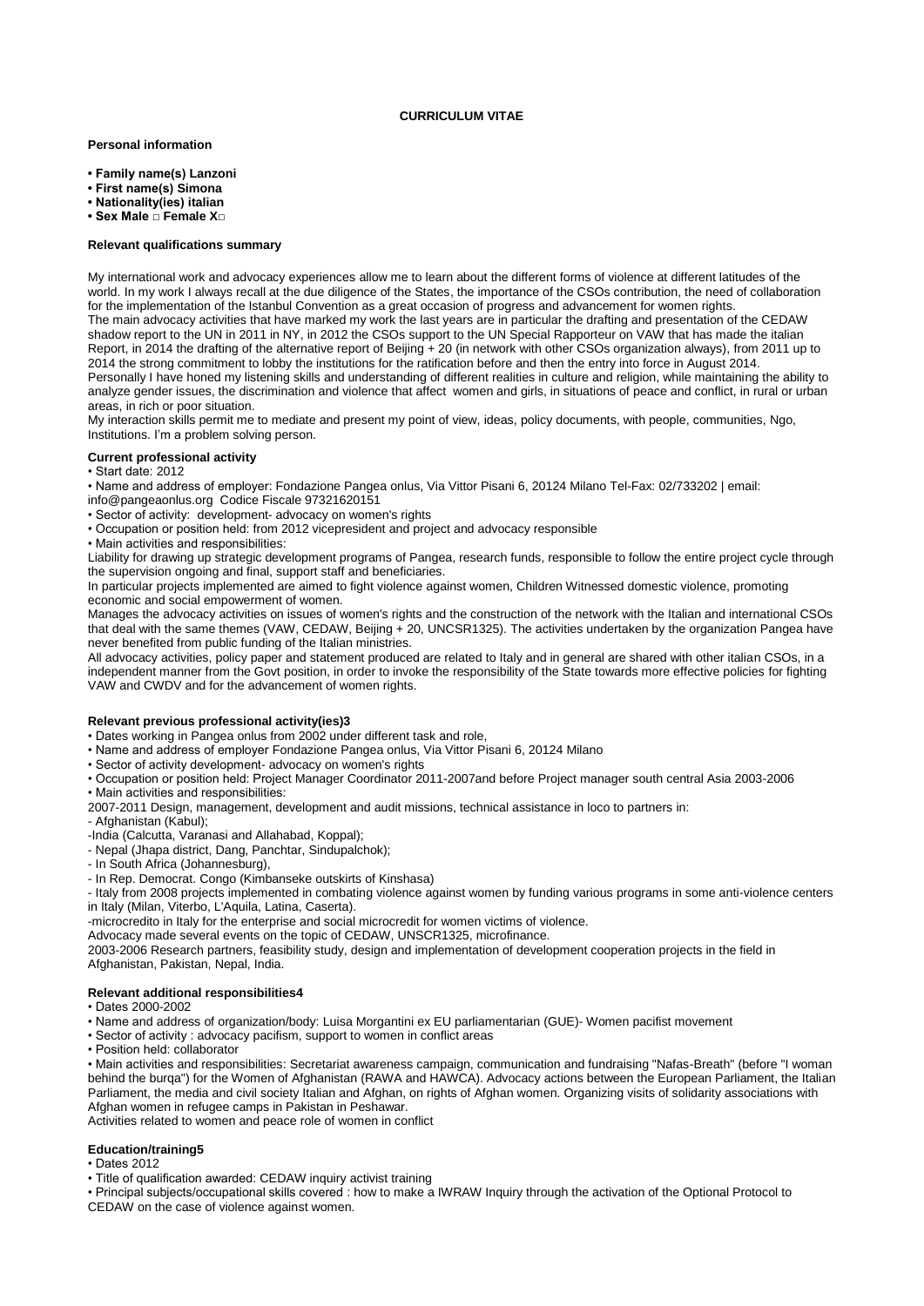**CURRICULUM VITAE**

**Personal information**

- **Family name(s) Lanzoni**
- **First name(s) Simona**
- **Nationality(ies) italian**
- **Sex Male □ Female X□**

**Relevant qualifications summary**

My international work and advocacy experiences allow me to learn about the different forms of violence at different latitudes of the world. In my work I always recall at the due diligence of the States, the importance of the CSOs contribution, the need of collaboration for the implementation of the Istanbul Convention as a great occasion of progress and advancement for women rights.
The main advocacy activities that have marked my work the last years are in particular the drafting and presentation of the CEDAW shadow report to the UN in 2011 in NY, in 2012 the CSOs support to the UN Special Rapporteur on VAW that has made the italian Report, in 2014 the drafting of the alternative report of Beijing + 20 (in network with other CSOs organization always), from 2011 up to 2014 the strong commitment to lobby the institutions for the ratification before and then the entry into force in August 2014.
Personally I have honed my listening skills and understanding of different realities in culture and religion, while maintaining the ability to analyze gender issues, the discrimination and violence that affect women and girls, in situations of peace and conflict, in rural or urban areas, in rich or poor situation.
My interaction skills permit me to mediate and present my point of view, ideas, policy documents, with people, communities, Ngo, Institutions. I'm a problem solving person.

**Current professional activity**

- Start date: 2012
- Name and address of employer: Fondazione Pangea onlus, Via Vittor Pisani 6, 20124 Milano Tel-Fax: 02/733202 | email: info@pangeaonlus.org Codice Fiscale 97321620151
- Sector of activity: development- advocacy on women's rights
- Occupation or position held: from 2012 vicepresident and project and advocacy responsible
- Main activities and responsibilities:

Liability for drawing up strategic development programs of Pangea, research funds, responsible to follow the entire project cycle through the supervision ongoing and final, support staff and beneficiaries.
In particular projects implemented are aimed to fight violence against women, Children Witnessed domestic violence, promoting economic and social empowerment of women.
Manages the advocacy activities on issues of women's rights and the construction of the network with the Italian and international CSOs that deal with the same themes (VAW, CEDAW, Beijing + 20, UNCSR1325). The activities undertaken by the organization Pangea have never benefited from public funding of the Italian ministries.
All advocacy activities, policy paper and statement produced are related to Italy and in general are shared with other italian CSOs, in a independent manner from the Govt position, in order to invoke the responsibility of the State towards more effective policies for fighting VAW and CWDV and for the advancement of women rights.

**Relevant previous professional activity(ies)3**

- Dates working in Pangea onlus from 2002 under different task and role,
- Name and address of employer Fondazione Pangea onlus, Via Vittor Pisani 6, 20124 Milano
- Sector of activity development- advocacy on women's rights
- Occupation or position held: Project Manager Coordinator 2011-2007and before Project manager south central Asia 2003-2006
- Main activities and responsibilities:

2007-2011 Design, management, development and audit missions, technical assistance in loco to partners in:
- Afghanistan (Kabul);
- India (Calcutta, Varanasi and Allahabad, Koppal);
- Nepal (Jhapa district, Dang, Panchtar, Sindupalchok);
- In South Africa (Johannesburg),
- In Rep. Democrat. Congo (Kimbanseke outskirts of Kinshasa)
- Italy from 2008 projects implemented in combating violence against women by funding various programs in some anti-violence centers in Italy (Milan, Viterbo, L'Aquila, Latina, Caserta).
- microcredito in Italy for the enterprise and social microcredit for women victims of violence.

Advocacy made several events on the topic of CEDAW, UNSCR1325, microfinance.
2003-2006 Research partners, feasibility study, design and implementation of development cooperation projects in the field in Afghanistan, Pakistan, Nepal, India.

**Relevant additional responsibilities4**

- Dates 2000-2002
- Name and address of organization/body: Luisa Morgantini ex EU parliamentarian (GUE)- Women pacifist movement
- Sector of activity : advocacy pacifism, support to women in conflict areas
- Position held: collaborator
- Main activities and responsibilities: Secretariat awareness campaign, communication and fundraising "Nafas-Breath" (before "I woman behind the burqa") for the Women of Afghanistan (RAWA and HAWCA). Advocacy actions between the European Parliament, the Italian Parliament, the media and civil society Italian and Afghan, on rights of Afghan women. Organizing visits of solidarity associations with Afghan women in refugee camps in Pakistan in Peshawar.

Activities related to women and peace role of women in conflict

**Education/training5**

- Dates 2012
- Title of qualification awarded: CEDAW inquiry activist training
- Principal subjects/occupational skills covered : how to make a IWRAW Inquiry through the activation of the Optional Protocol to CEDAW on the case of violence against women.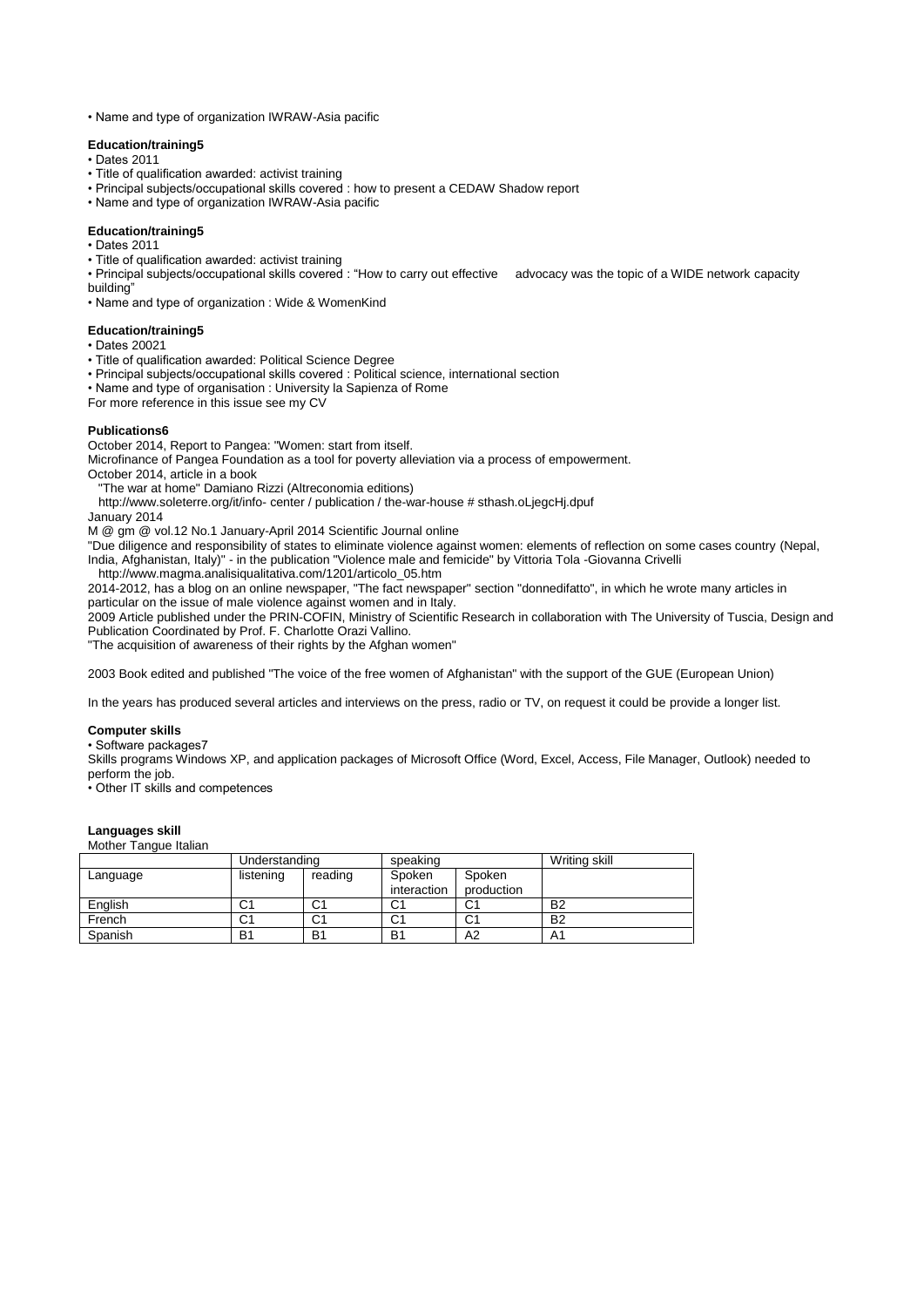• Name and type of organization IWRAW-Asia pacific

**Education/training5**

• Dates 2011
• Title of qualification awarded: activist training
• Principal subjects/occupational skills covered : how to present a CEDAW Shadow report
• Name and type of organization IWRAW-Asia pacific

**Education/training5**

• Dates 2011
• Title of qualification awarded: activist training
• Principal subjects/occupational skills covered : “How to carry out effective advocacy was the topic of a WIDE network capacity building”
• Name and type of organization : Wide & WomenKind

**Education/training5**

• Dates 20021
• Title of qualification awarded: Political Science Degree
• Principal subjects/occupational skills covered : Political science, international section
• Name and type of organisation : University la Sapienza of Rome

For more reference in this issue see my CV

**Publications6**

October 2014, Report to Pangea: "Women: start from itself.
Microfinance of Pangea Foundation as a tool for poverty alleviation via a process of empowerment.
October 2014, article in a book
"The war at home" Damiano Rizzi (Altreconomia editions)
http://www.soleterre.org/it/info- center / publication / the-war-house # sthash.oLjegcHj.dpuf
January 2014
M @ gm @ vol.12 No.1 January-April 2014 Scientific Journal online
"Due diligence and responsibility of states to eliminate violence against women: elements of reflection on some cases country (Nepal, India, Afghanistan, Italy)" - in the publication "Violence male and femicide" by Vittoria Tola -Giovanna Crivelli
http://www.magma.analisiqualitativa.com/1201/articolo_05.htm
2014-2012, has a blog on an online newspaper, "The fact newspaper" section "donnedifatto", in which he wrote many articles in particular on the issue of male violence against women and in Italy.
2009 Article published under the PRIN-COFIN, Ministry of Scientific Research in collaboration with The University of Tuscia, Design and Publication Coordinated by Prof. F. Charlotte Orazi Vallino.
"The acquisition of awareness of their rights by the Afghan women"

2003 Book edited and published "The voice of the free women of Afghanistan" with the support of the GUE (European Union)

In the years has produced several articles and interviews on the press, radio or TV, on request it could be provide a longer list.

**Computer skills**

• Software packages7

Skills programs Windows XP, and application packages of Microsoft Office (Word, Excel, Access, File Manager, Outlook) needed to perform the job.

• Other IT skills and competences

**Languages skill**

Mother Tangue Italian

| | Understanding | | speaking | | Writing skill |
|---|---|---|---|---|---|
| Language | listening | reading | Spoken interaction | Spoken production | |
| English | C1 | C1 | C1 | C1 | B2 |
| French | C1 | C1 | C1 | C1 | B2 |
| Spanish | B1 | B1 | B1 | A2 | A1 |